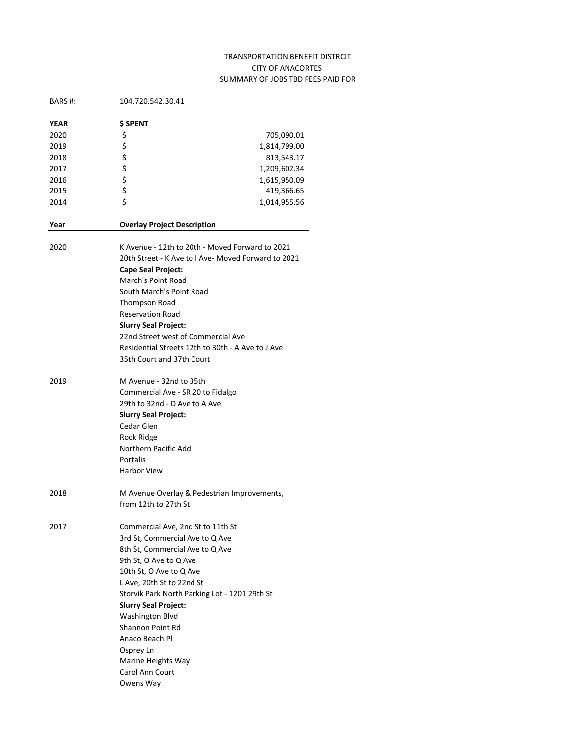TRANSPORTATION BENEFIT DISTRCIT
CITY OF ANACORTES
SUMMARY OF JOBS TBD FEES PAID FOR

BARS #: 104.720.542.30.41

| YEAR | $ SPENT | |
|---|---|---|
| 2020 | $ | 705,090.01 |
| 2019 | $ | 1,814,799.00 |
| 2018 | $ | 813,543.17 |
| 2017 | $ | 1,209,602.34 |
| 2016 | $ | 1,615,950.09 |
| 2015 | $ | 419,366.65 |
| 2014 | $ | 1,014,955.56 |

| Year | Overlay Project Description |
|---|---|
| 2020 | K Avenue - 12th to 20th - Moved Forward to 2021 |
| | 20th Street - K Ave to I Ave- Moved Forward to 2021 |
| | **Cape Seal Project:** |
| | March's Point Road |
| | South March's Point Road |
| | Thompson Road |
| | Reservation Road |
| | **Slurry Seal Project:** |
| | 22nd Street west of Commercial Ave |
| | Residential Streets 12th to 30th - A Ave to J Ave |
| | 35th Court and 37th Court |
| 2019 | M Avenue - 32nd to 35th |
| | Commercial Ave - SR 20 to Fidalgo |
| | 29th to 32nd - D Ave to A Ave |
| | **Slurry Seal Project:** |
| | Cedar Glen |
| | Rock Ridge |
| | Northern Pacific Add. |
| | Portalis |
| | Harbor View |
| 2018 | M Avenue Overlay & Pedestrian Improvements, from 12th to 27th St |
| 2017 | Commercial Ave, 2nd St to 11th St |
| | 3rd St, Commercial Ave to Q Ave |
| | 8th St, Commercial Ave to Q Ave |
| | 9th St, O Ave to Q Ave |
| | 10th St, O Ave to Q Ave |
| | L Ave, 20th St to 22nd St |
| | Storvik Park North Parking Lot - 1201 29th St |
| | **Slurry Seal Project:** |
| | Washington Blvd |
| | Shannon Point Rd |
| | Anaco Beach Pl |
| | Osprey Ln |
| | Marine Heights Way |
| | Carol Ann Court |
| | Owens Way |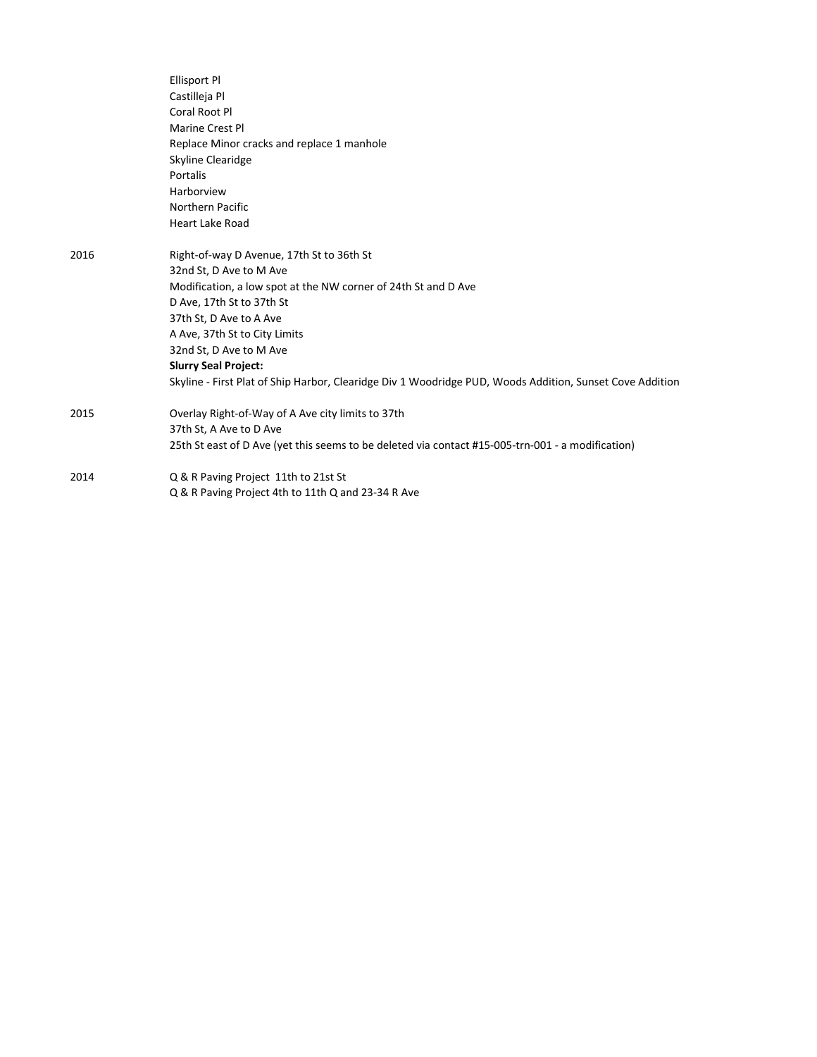| | |
|---|---|
| | Ellisport Pl |
| | Castilleja Pl |
| | Coral Root Pl |
| | Marine Crest Pl |
| | Replace Minor cracks and replace 1 manhole |
| | Skyline Clearidge |
| | Portalis |
| | Harborview |
| | Northern Pacific |
| | Heart Lake Road |
| 2016 | Right-of-way D Avenue, 17th St to 36th St |
| | 32nd St, D Ave to M Ave |
| | Modification, a low spot at the NW corner of 24th St and D Ave |
| | D Ave, 17th St to 37th St |
| | 37th St, D Ave to A Ave |
| | A Ave, 37th St to City Limits |
| | 32nd St, D Ave to M Ave |
| | **Slurry Seal Project:** |
| | Skyline - First Plat of Ship Harbor, Clearidge Div 1 Woodridge PUD, Woods Addition, Sunset Cove Addition |
| 2015 | Overlay Right-of-Way of A Ave city limits to 37th |
| | 37th St, A Ave to D Ave |
| | 25th St east of D Ave (yet this seems to be deleted via contact #15-005-trn-001 - a modification) |
| 2014 | Q & R Paving Project 11th to 21st St |
| | Q & R Paving Project 4th to 11th Q and 23-34 R Ave |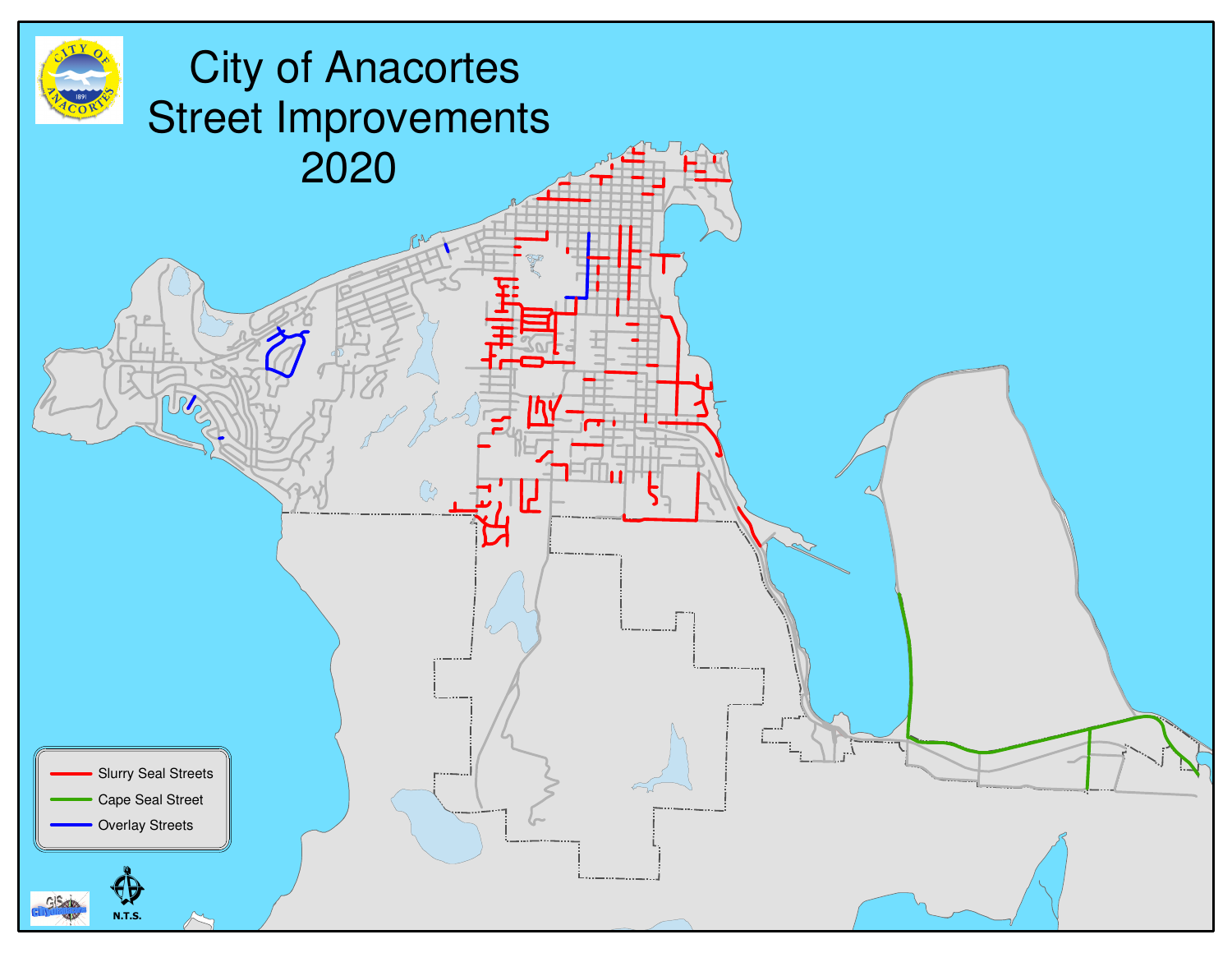# City of Anacortes Street Improvements 2020

Slurry Seal Streets

Cape Seal Street

Overlay Streets

N.T.S.